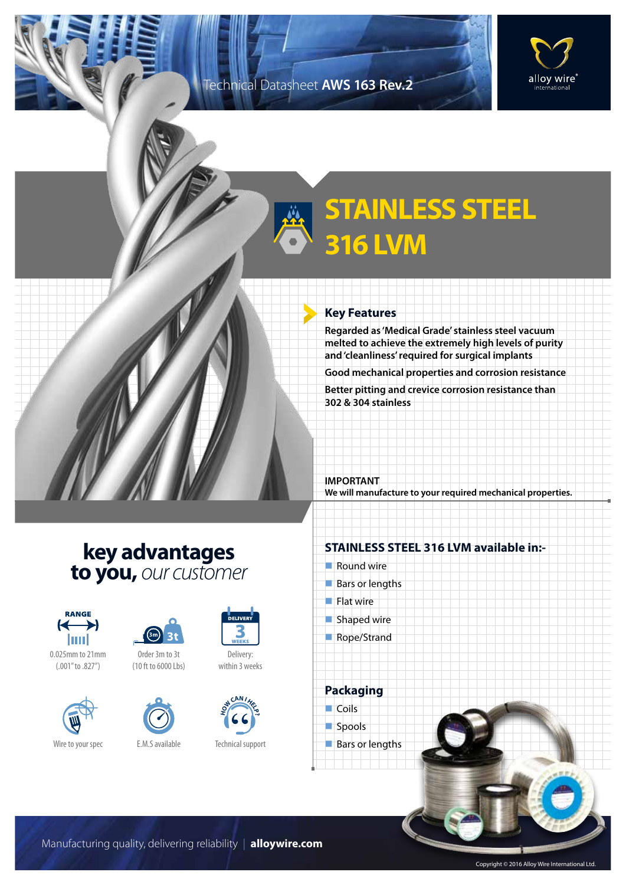Technical Datasheet **AWS 163 Rev.2**

alloy wire® international

# STAINLESS STEEL 316 LVM

## Key Features

**Regarded as 'Medical Grade' stainless steel vacuum melted to achieve the extremely high levels of purity and 'cleanliness' required for surgical implants**

**Good mechanical properties and corrosion resistance**

**Better pitting and crevice corrosion resistance than 302 & 304 stainless**

**IMPORTANT**
**We will manufacture to your required mechanical properties.**

## key advantages to you, *our customer*

- RANGE: 0.025mm to 21mm (.001" to .827")
- Order 3m to 3t (10 ft to 6000 Lbs)
- Delivery: within 3 weeks
- Wire to your spec
- E.M.S available
- Technical support

## STAINLESS STEEL 316 LVM available in:-

- Round wire
- Bars or lengths
- Flat wire
- Shaped wire
- Rope/Strand

## Packaging

- Coils
- Spools
- Bars or lengths

Manufacturing quality, delivering reliability | **alloywire.com**

Copyright © 2016 Alloy Wire International Ltd.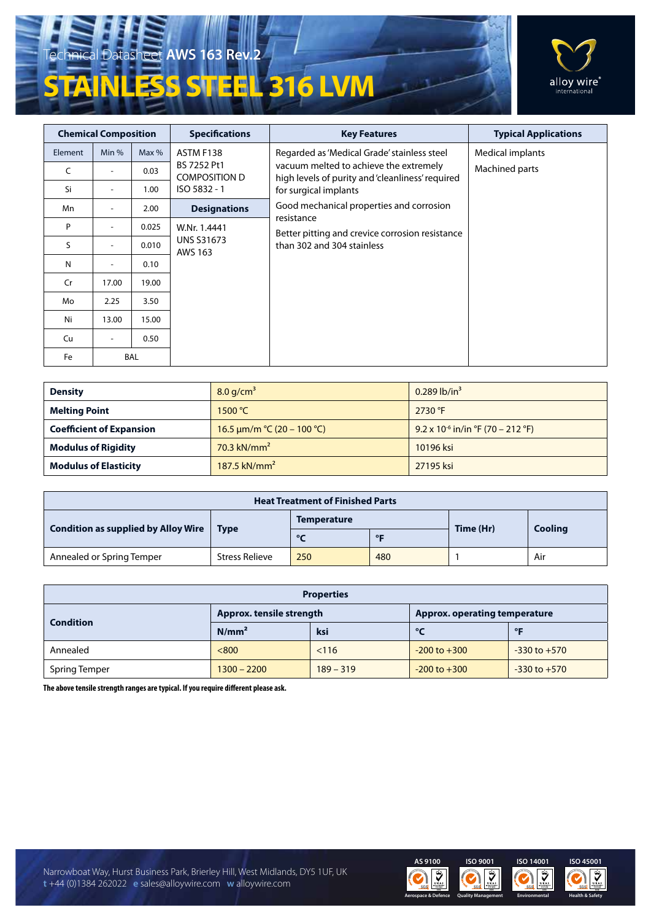Technical Datasheet **AWS 163 Rev.2**

# STAINLESS STEEL 316 LVM

alloy wire® international

| Chemical Composition | | | Specifications | Key Features | Typical Applications |
|---|---|---|---|---|---|
| Element | Min % | Max % | ASTM F138<br>BS 7252 Pt1<br>COMPOSITION D<br>ISO 5832 - 1 | Regarded as 'Medical Grade' stainless steel vacuum melted to achieve the extremely high levels of purity and 'cleanliness' required for surgical implants<br><br>Good mechanical properties and corrosion resistance<br><br>Better pitting and crevice corrosion resistance than 302 and 304 stainless | Medical implants<br>Machined parts |
| C | - | 0.03 | | | |
| Si | - | 1.00 | | | |
| Mn | - | 2.00 | **Designations** | | |
| P | - | 0.025 | W.Nr. 1.4441<br>UNS S31673<br>AWS 163 | | |
| S | - | 0.010 | | | |
| N | - | 0.10 | | | |
| Cr | 17.00 | 19.00 | | | |
| Mo | 2.25 | 3.50 | | | |
| Ni | 13.00 | 15.00 | | | |
| Cu | - | 0.50 | | | |
| Fe | BAL | | | | |

| | | |
|---|---|---|
| **Density** | 8.0 g/cm$^3$ | 0.289 lb/in$^3$ |
| **Melting Point** | 1500 °C | 2730 °F |
| **Coefficient of Expansion** | 16.5 µm/m °C (20 – 100 °C) | 9.2 x 10$^{-6}$ in/in °F (70 – 212 °F) |
| **Modulus of Rigidity** | 70.3 kN/mm$^2$ | 10196 ksi |
| **Modulus of Elasticity** | 187.5 kN/mm$^2$ | 27195 ksi |

| **Heat Treatment of Finished Parts** | | | | | |
|---|---|---|---|---|---|
| **Condition as supplied by Alloy Wire** | **Type** | **Temperature** | | **Time (Hr)** | **Cooling** |
| | | **°C** | **°F** | | |
| Annealed or Spring Temper | Stress Relieve | 250 | 480 | 1 | Air |

| **Properties** | | | | |
|---|---|---|---|---|
| **Condition** | **Approx. tensile strength** | | **Approx. operating temperature** | |
| | **N/mm$^2$** | **ksi** | **°C** | **°F** |
| Annealed | <800 | <116 | -200 to +300 | -330 to +570 |
| Spring Temper | 1300 – 2200 | 189 – 319 | -200 to +300 | -330 to +570 |

**The above tensile strength ranges are typical. If you require different please ask.**

Narrowboat Way, Hurst Business Park, Brierley Hill, West Midlands, DY5 1UF, UK
**t** +44 (0)1384 262022 **e** sales@alloywire.com **w** alloywire.com

AS 9100 Aerospace & Defence | ISO 9001 Quality Management | ISO 14001 Environmental | ISO 45001 Health & Safety